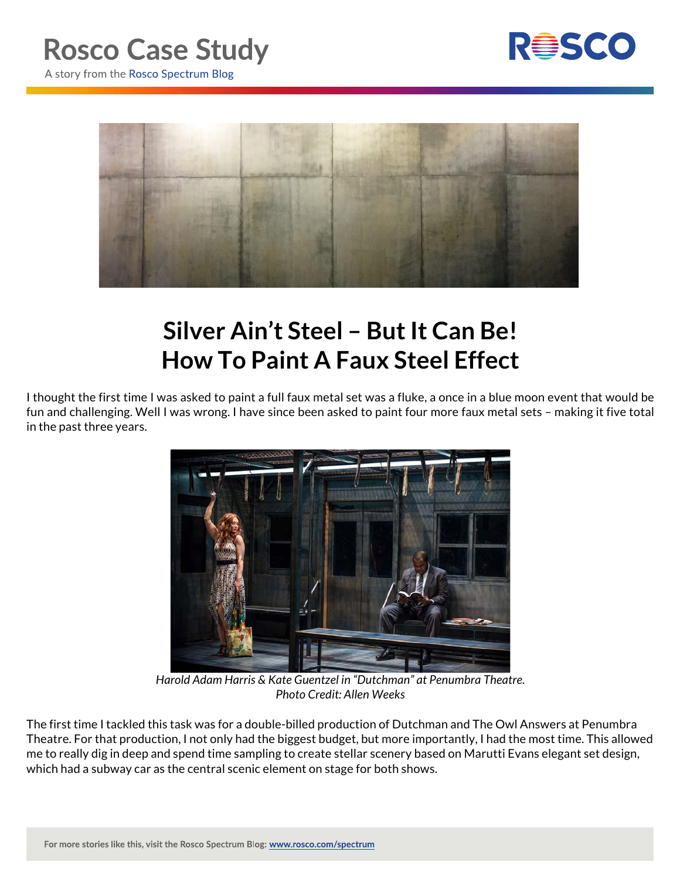# Rosco Case Study

A story from the Rosco Spectrum Blog

## Silver Ain't Steel – But It Can Be!
## How To Paint A Faux Steel Effect

I thought the first time I was asked to paint a full faux metal set was a fluke, a once in a blue moon event that would be fun and challenging. Well I was wrong. I have since been asked to paint four more faux metal sets – making it five total in the past three years.

*Harold Adam Harris & Kate Guentzel in "Dutchman" at Penumbra Theatre.*
*Photo Credit: Allen Weeks*

The first time I tackled this task was for a double-billed production of Dutchman and The Owl Answers at Penumbra Theatre. For that production, I not only had the biggest budget, but more importantly, I had the most time. This allowed me to really dig in deep and spend time sampling to create stellar scenery based on Marutti Evans elegant set design, which had a subway car as the central scenic element on stage for both shows.

For more stories like this, visit the Rosco Spectrum Blog: www.rosco.com/spectrum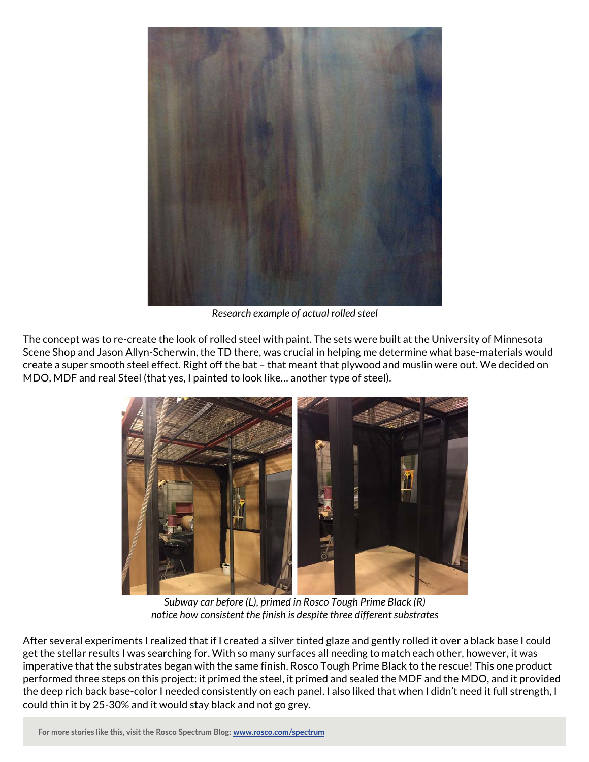*Research example of actual rolled steel*

The concept was to re-create the look of rolled steel with paint. The sets were built at the University of Minnesota Scene Shop and Jason Allyn-Scherwin, the TD there, was crucial in helping me determine what base-materials would create a super smooth steel effect. Right off the bat – that meant that plywood and muslin were out. We decided on MDO, MDF and real Steel (that yes, I painted to look like… another type of steel).

*Subway car before (L), primed in Rosco Tough Prime Black (R)*
*notice how consistent the finish is despite three different substrates*

After several experiments I realized that if I created a silver tinted glaze and gently rolled it over a black base I could get the stellar results I was searching for. With so many surfaces all needing to match each other, however, it was imperative that the substrates began with the same finish. Rosco Tough Prime Black to the rescue! This one product performed three steps on this project: it primed the steel, it primed and sealed the MDF and the MDO, and it provided the deep rich back base-color I needed consistently on each panel. I also liked that when I didn't need it full strength, I could thin it by 25-30% and it would stay black and not go grey.

For more stories like this, visit the Rosco Spectrum Blog: www.rosco.com/spectrum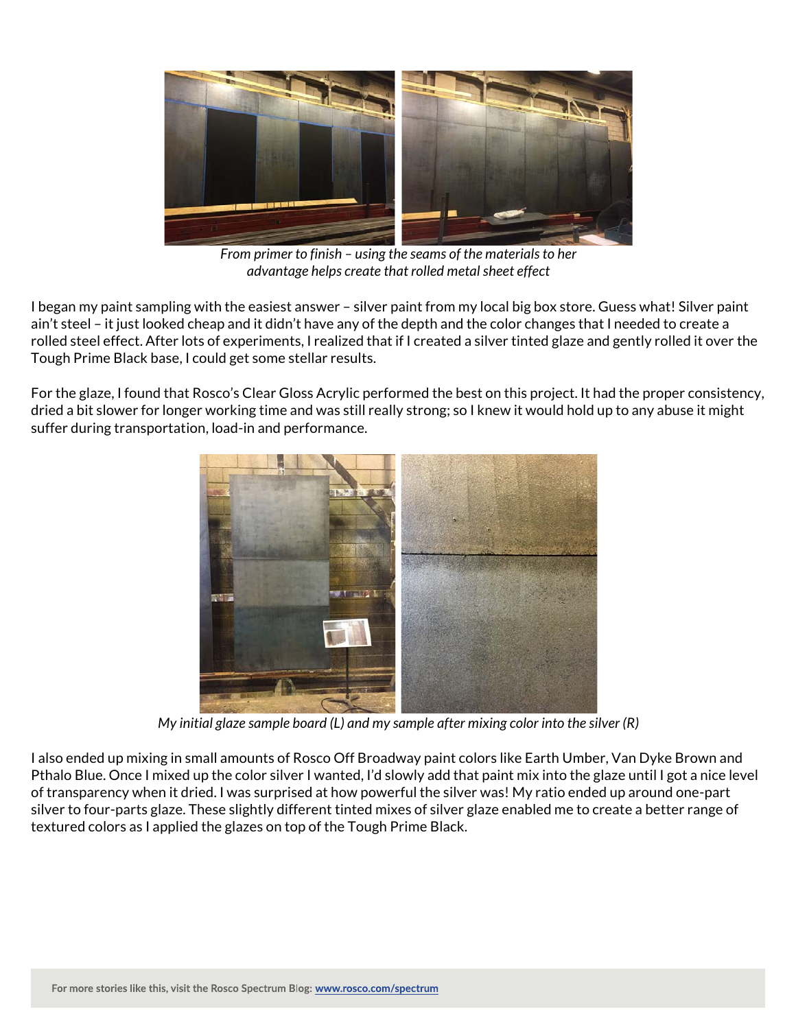*From primer to finish – using the seams of the materials to her advantage helps create that rolled metal sheet effect*

I began my paint sampling with the easiest answer – silver paint from my local big box store. Guess what! Silver paint ain't steel – it just looked cheap and it didn't have any of the depth and the color changes that I needed to create a rolled steel effect. After lots of experiments, I realized that if I created a silver tinted glaze and gently rolled it over the Tough Prime Black base, I could get some stellar results.

For the glaze, I found that Rosco's Clear Gloss Acrylic performed the best on this project. It had the proper consistency, dried a bit slower for longer working time and was still really strong; so I knew it would hold up to any abuse it might suffer during transportation, load-in and performance.

*My initial glaze sample board (L) and my sample after mixing color into the silver (R)*

I also ended up mixing in small amounts of Rosco Off Broadway paint colors like Earth Umber, Van Dyke Brown and Pthalo Blue. Once I mixed up the color silver I wanted, I'd slowly add that paint mix into the glaze until I got a nice level of transparency when it dried. I was surprised at how powerful the silver was! My ratio ended up around one-part silver to four-parts glaze. These slightly different tinted mixes of silver glaze enabled me to create a better range of textured colors as I applied the glazes on top of the Tough Prime Black.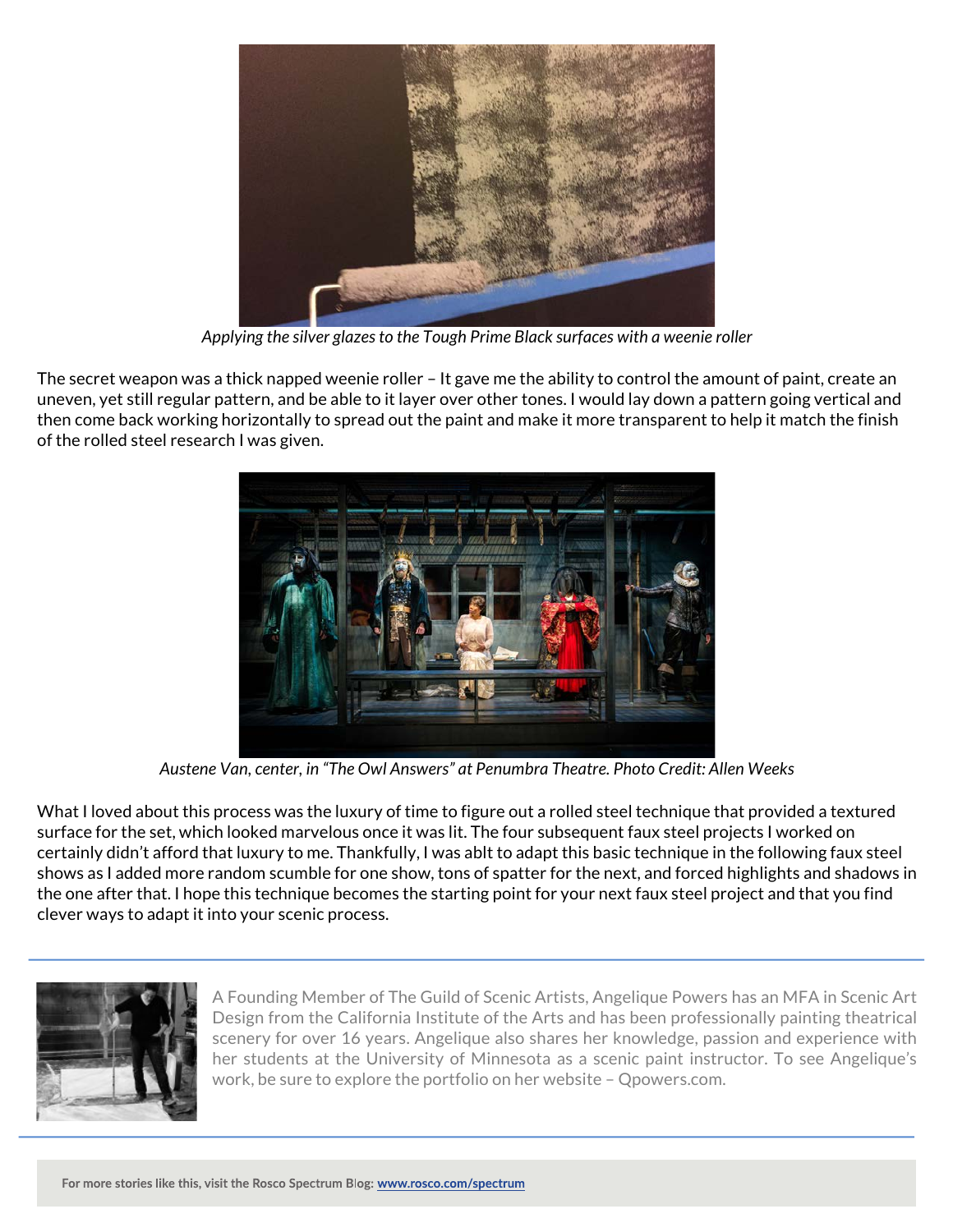*Applying the silver glazes to the Tough Prime Black surfaces with a weenie roller*

The secret weapon was a thick napped weenie roller – It gave me the ability to control the amount of paint, create an uneven, yet still regular pattern, and be able to it layer over other tones. I would lay down a pattern going vertical and then come back working horizontally to spread out the paint and make it more transparent to help it match the finish of the rolled steel research I was given.

*Austene Van, center, in "The Owl Answers" at Penumbra Theatre. Photo Credit: Allen Weeks*

What I loved about this process was the luxury of time to figure out a rolled steel technique that provided a textured surface for the set, which looked marvelous once it was lit. The four subsequent faux steel projects I worked on certainly didn't afford that luxury to me. Thankfully, I was ablt to adapt this basic technique in the following faux steel shows as I added more random scumble for one show, tons of spatter for the next, and forced highlights and shadows in the one after that. I hope this technique becomes the starting point for your next faux steel project and that you find clever ways to adapt it into your scenic process.

---

A Founding Member of The Guild of Scenic Artists, Angelique Powers has an MFA in Scenic Art Design from the California Institute of the Arts and has been professionally painting theatrical scenery for over 16 years. Angelique also shares her knowledge, passion and experience with her students at the University of Minnesota as a scenic paint instructor. To see Angelique's work, be sure to explore the portfolio on her website – Qpowers.com.

---

**For more stories like this, visit the Rosco Spectrum Blog: www.rosco.com/spectrum**